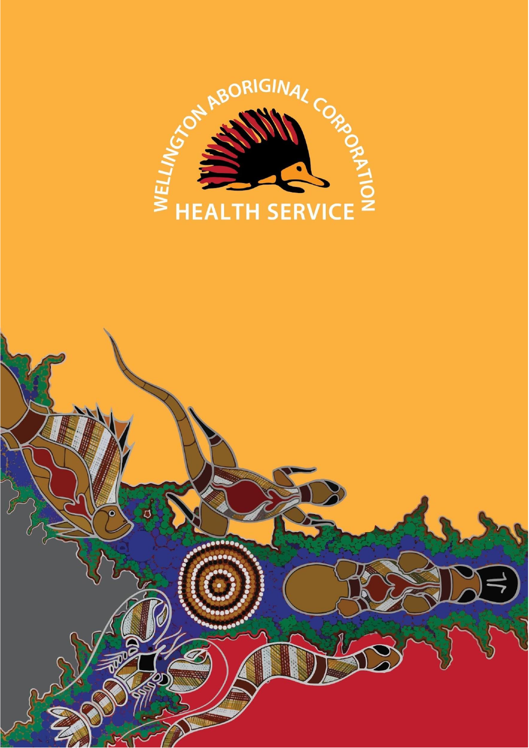WELLINGTON ABORIGINAL CORPORATION

HEALTH SERVICE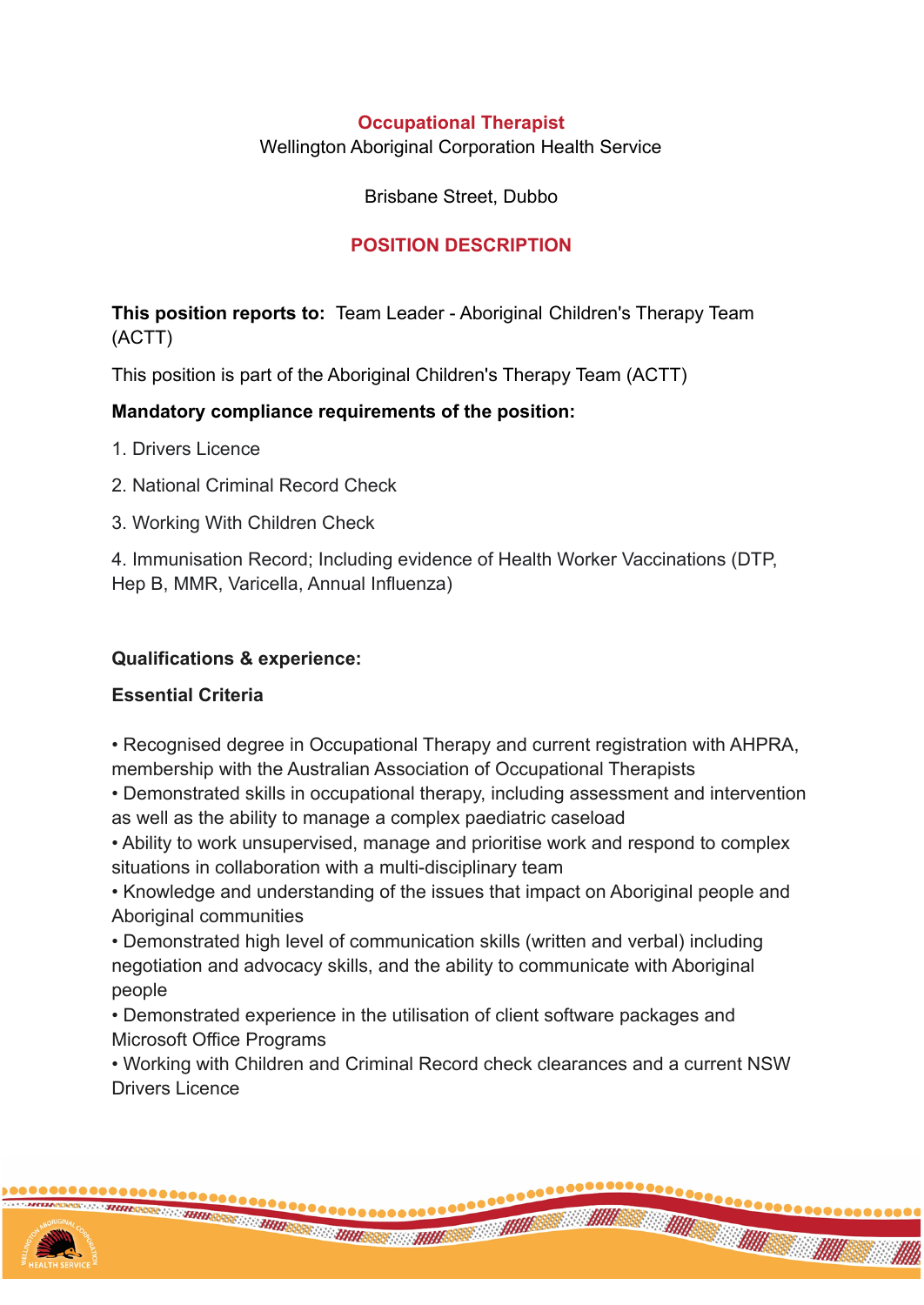**Occupational Therapist**

Wellington Aboriginal Corporation Health Service

Brisbane Street, Dubbo

## POSITION DESCRIPTION

**This position reports to:** Team Leader - Aboriginal Children's Therapy Team (ACTT)

This position is part of the Aboriginal Children's Therapy Team (ACTT)

**Mandatory compliance requirements of the position:**

1. Drivers Licence

2. National Criminal Record Check

3. Working With Children Check

4. Immunisation Record; Including evidence of Health Worker Vaccinations (DTP, Hep B, MMR, Varicella, Annual Influenza)

**Qualifications & experience:**

**Essential Criteria**

- Recognised degree in Occupational Therapy and current registration with AHPRA, membership with the Australian Association of Occupational Therapists
- Demonstrated skills in occupational therapy, including assessment and intervention as well as the ability to manage a complex paediatric caseload
- Ability to work unsupervised, manage and prioritise work and respond to complex situations in collaboration with a multi-disciplinary team
- Knowledge and understanding of the issues that impact on Aboriginal people and Aboriginal communities
- Demonstrated high level of communication skills (written and verbal) including negotiation and advocacy skills, and the ability to communicate with Aboriginal people
- Demonstrated experience in the utilisation of client software packages and Microsoft Office Programs
- Working with Children and Criminal Record check clearances and a current NSW Drivers Licence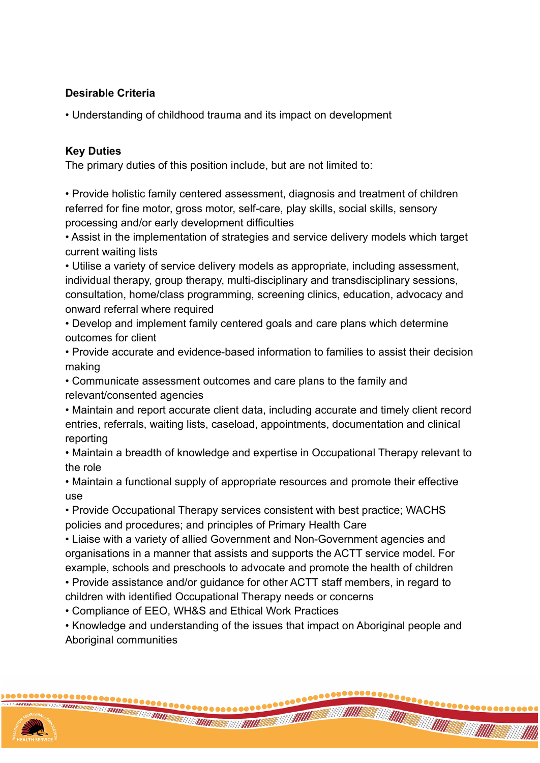**Desirable Criteria**

- Understanding of childhood trauma and its impact on development

**Key Duties**

The primary duties of this position include, but are not limited to:

- Provide holistic family centered assessment, diagnosis and treatment of children referred for fine motor, gross motor, self-care, play skills, social skills, sensory processing and/or early development difficulties
- Assist in the implementation of strategies and service delivery models which target current waiting lists
- Utilise a variety of service delivery models as appropriate, including assessment, individual therapy, group therapy, multi-disciplinary and transdisciplinary sessions, consultation, home/class programming, screening clinics, education, advocacy and onward referral where required
- Develop and implement family centered goals and care plans which determine outcomes for client
- Provide accurate and evidence-based information to families to assist their decision making
- Communicate assessment outcomes and care plans to the family and relevant/consented agencies
- Maintain and report accurate client data, including accurate and timely client record entries, referrals, waiting lists, caseload, appointments, documentation and clinical reporting
- Maintain a breadth of knowledge and expertise in Occupational Therapy relevant to the role
- Maintain a functional supply of appropriate resources and promote their effective use
- Provide Occupational Therapy services consistent with best practice; WACHS policies and procedures; and principles of Primary Health Care
- Liaise with a variety of allied Government and Non-Government agencies and organisations in a manner that assists and supports the ACTT service model. For example, schools and preschools to advocate and promote the health of children
- Provide assistance and/or guidance for other ACTT staff members, in regard to children with identified Occupational Therapy needs or concerns
- Compliance of EEO, WH&S and Ethical Work Practices
- Knowledge and understanding of the issues that impact on Aboriginal people and Aboriginal communities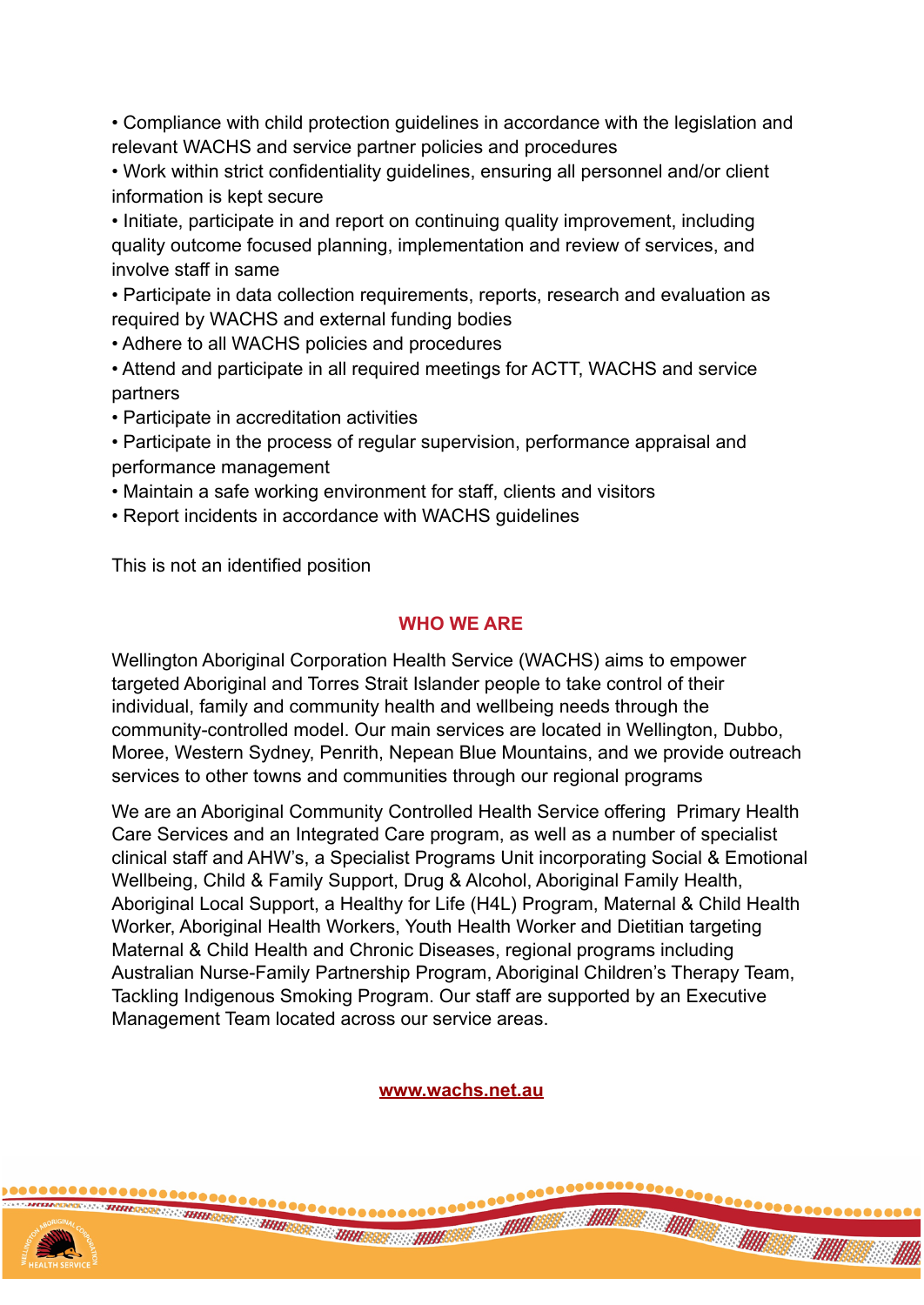- Compliance with child protection guidelines in accordance with the legislation and relevant WACHS and service partner policies and procedures
- Work within strict confidentiality guidelines, ensuring all personnel and/or client information is kept secure
- Initiate, participate in and report on continuing quality improvement, including quality outcome focused planning, implementation and review of services, and involve staff in same
- Participate in data collection requirements, reports, research and evaluation as required by WACHS and external funding bodies
- Adhere to all WACHS policies and procedures
- Attend and participate in all required meetings for ACTT, WACHS and service partners
- Participate in accreditation activities
- Participate in the process of regular supervision, performance appraisal and performance management
- Maintain a safe working environment for staff, clients and visitors
- Report incidents in accordance with WACHS guidelines

This is not an identified position

## WHO WE ARE

Wellington Aboriginal Corporation Health Service (WACHS) aims to empower targeted Aboriginal and Torres Strait Islander people to take control of their individual, family and community health and wellbeing needs through the community-controlled model. Our main services are located in Wellington, Dubbo, Moree, Western Sydney, Penrith, Nepean Blue Mountains, and we provide outreach services to other towns and communities through our regional programs

We are an Aboriginal Community Controlled Health Service offering Primary Health Care Services and an Integrated Care program, as well as a number of specialist clinical staff and AHW's, a Specialist Programs Unit incorporating Social & Emotional Wellbeing, Child & Family Support, Drug & Alcohol, Aboriginal Family Health, Aboriginal Local Support, a Healthy for Life (H4L) Program, Maternal & Child Health Worker, Aboriginal Health Workers, Youth Health Worker and Dietitian targeting Maternal & Child Health and Chronic Diseases, regional programs including Australian Nurse-Family Partnership Program, Aboriginal Children's Therapy Team, Tackling Indigenous Smoking Program. Our staff are supported by an Executive Management Team located across our service areas.

**www.wachs.net.au**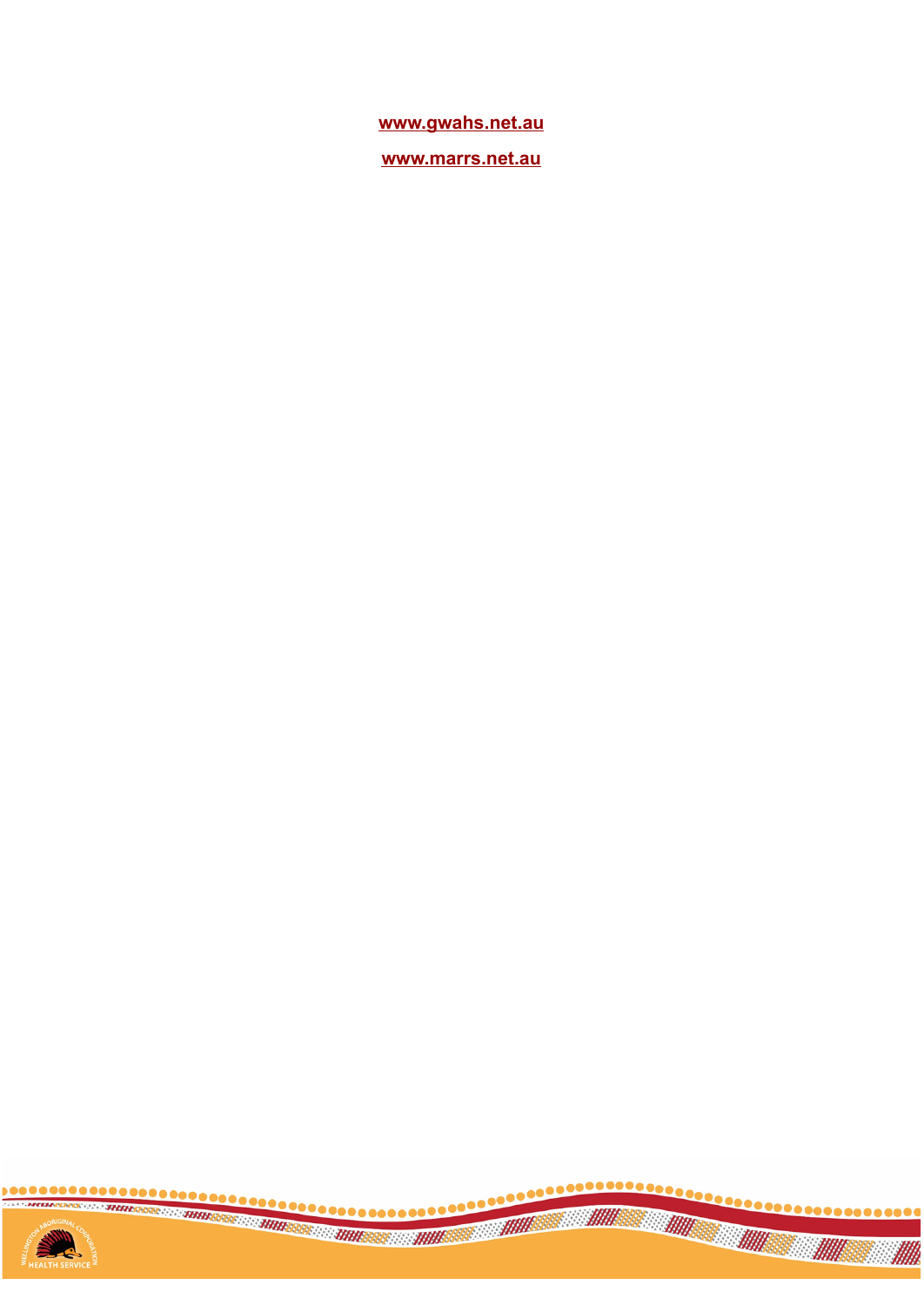www.gwahs.net.au

www.marrs.net.au